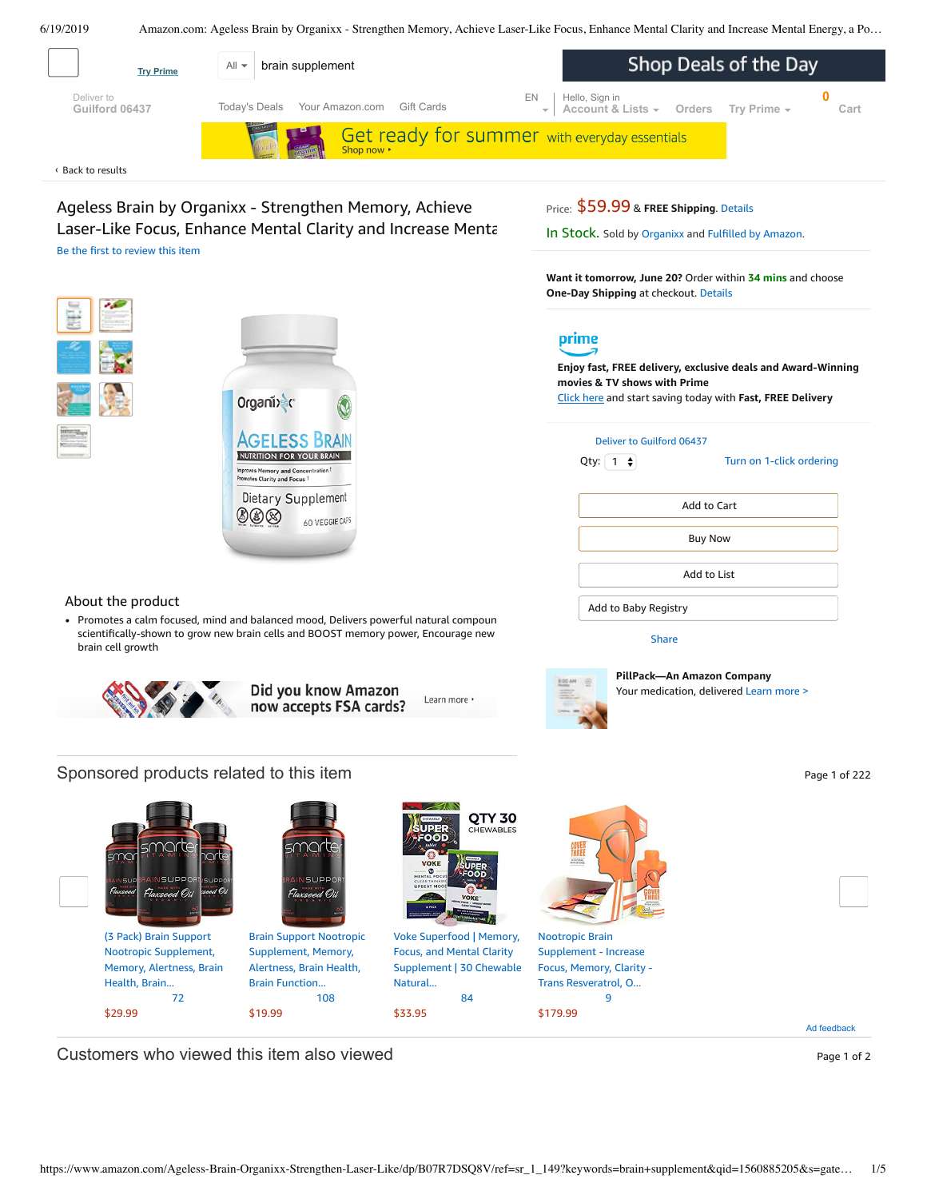Try Prime

All ▾ brain supplement

Shop Deals of the Day

Deliver to
Guilford 06437

Today's Deals   Your Amazon.com   Gift Cards

EN   Hello, Sign in
Account & Lists ▾   Orders   Try Prime ▾   0 Cart

Get ready for summer with everyday essentials
Shop now ›

‹ Back to results

# Ageless Brain by Organixx - Strengthen Memory, Achieve Laser-Like Focus, Enhance Mental Clarity and Increase Menta

Be the first to review this item

Price: $59.99 & **FREE Shipping**. Details

In Stock. Sold by Organixx and Fulfilled by Amazon.

**Want it tomorrow, June 20?** Order within **34 mins** and choose **One-Day Shipping** at checkout. Details

prime

**Enjoy fast, FREE delivery, exclusive deals and Award-Winning movies & TV shows with Prime**

Click here and start saving today with **Fast, FREE Delivery**

Deliver to Guilford 06437

Qty: 1   Turn on 1-click ordering

Add to Cart

Buy Now

Add to List

Add to Baby Registry

Share

**PillPack—An Amazon Company**
Your medication, delivered Learn more >

## About the product

- Promotes a calm focused, mind and balanced mood, Delivers powerful natural compoun scientifically-shown to grow new brain cells and BOOST memory power, Encourage new brain cell growth

Did you know Amazon now accepts FSA cards? Learn more ›

## Sponsored products related to this item

Page 1 of 222

- (3 Pack) Brain Support Nootropic Supplement, Memory, Alertness, Brain Health, Brain... — 72 — $29.99
- Brain Support Nootropic Supplement, Memory, Alertness, Brain Health, Brain Function... — 108 — $19.99
- Voke Superfood | Memory, Focus, and Mental Clarity Supplement | 30 Chewable Natural... — 84 — $33.95
- Nootropic Brain Supplement - Increase Focus, Memory, Clarity - Trans Resveratrol, O... — 9 — $179.99

Ad feedback

## Customers who viewed this item also viewed

Page 1 of 2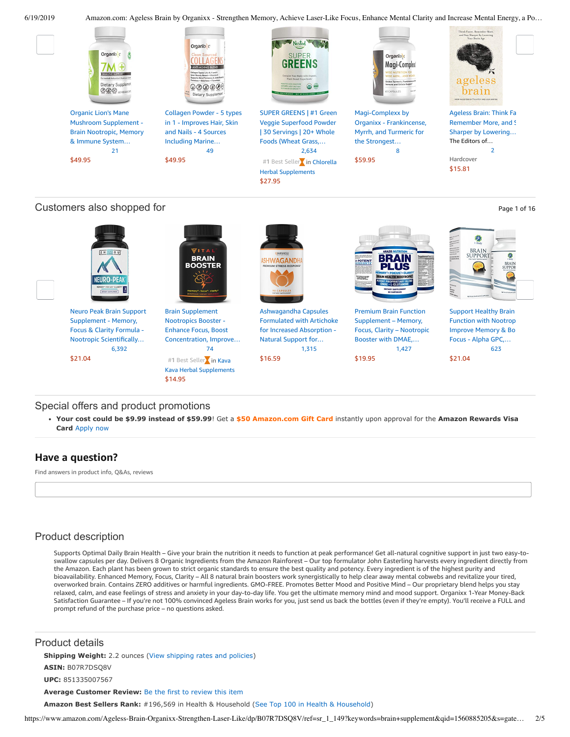Organic Lion's Mane Mushroom Supplement - Brain Nootropic, Memory & Immune System…
21
$49.95

Collagen Powder - 5 types in 1 - Improves Hair, Skin and Nails - 4 Sources Including Marine…
49
$49.95

SUPER GREENS | #1 Green Veggie Superfood Powder | 30 Servings | 20+ Whole Foods (Wheat Grass,…
2,634
#1 Best Seller in Chlorella Herbal Supplements
$27.95

Magi-Complexx by Organixx - Frankincense, Myrrh, and Turmeric for the Strongest…
8
$59.95

Ageless Brain: Think Fa Remember More, and S Sharper by Lowering…
The Editors of…
2
Hardcover
$15.81

## Customers also shopped for

Page 1 of 16

Neuro Peak Brain Support Supplement - Memory, Focus & Clarity Formula - Nootropic Scientifically…
6,392
$21.04

Brain Supplement Nootropics Booster - Enhance Focus, Boost Concentration, Improve…
74
#1 Best Seller in Kava Kava Herbal Supplements
$14.95

Ashwagandha Capsules Formulated with Artichoke for Increased Absorption - Natural Support for…
1,315
$16.59

Premium Brain Function Supplement – Memory, Focus, Clarity – Nootropic Booster with DMAE,…
1,427
$19.95

Support Healthy Brain Function with Nootrop Improve Memory & Bo Focus - Alpha GPC,…
623
$21.04

## Special offers and product promotions

- **Your cost could be $9.99 instead of $59.99**! Get a **$50 Amazon.com Gift Card** instantly upon approval for the **Amazon Rewards Visa Card** Apply now

## Have a question?

Find answers in product info, Q&As, reviews

## Product description

Supports Optimal Daily Brain Health – Give your brain the nutrition it needs to function at peak performance! Get all-natural cognitive support in just two easy-to-swallow capsules per day. Delivers 8 Organic Ingredients from the Amazon Rainforest – Our top formulator John Easterling harvests every ingredient directly from the Amazon. Each plant has been grown to strict organic standards to ensure the best quality and potency. Every ingredient is of the highest purity and bioavailability. Enhanced Memory, Focus, Clarity – All 8 natural brain boosters work synergistically to help clear away mental cobwebs and revitalize your tired, overworked brain. Contains ZERO additives or harmful ingredients. GMO-FREE. Promotes Better Mood and Positive Mind – Our proprietary blend helps you stay relaxed, calm, and ease feelings of stress and anxiety in your day-to-day life. You get the ultimate memory mind and mood support. Organixx 1-Year Money-Back Satisfaction Guarantee – If you're not 100% convinced Ageless Brain works for you, just send us back the bottles (even if they're empty). You'll receive a FULL and prompt refund of the purchase price – no questions asked.

## Product details

**Shipping Weight:** 2.2 ounces (View shipping rates and policies)

**ASIN:** B07R7DSQ8V

**UPC:** 851335007567

**Average Customer Review:** Be the first to review this item

**Amazon Best Sellers Rank:** #196,569 in Health & Household (See Top 100 in Health & Household)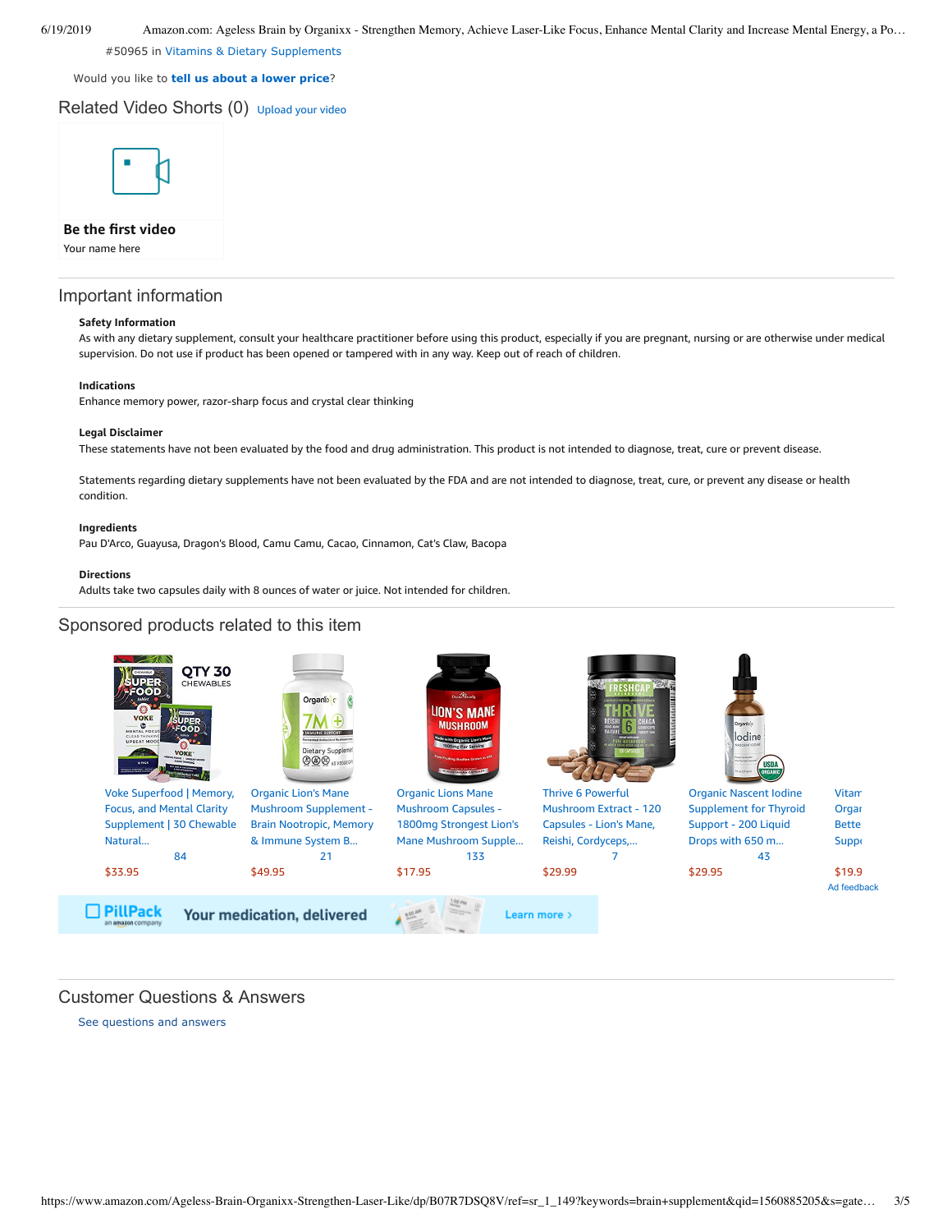#50965 in Vitamins & Dietary Supplements

Would you like to **tell us about a lower price**?

## Related Video Shorts (0) Upload your video

**Be the first video**

Your name here

## Important information

**Safety Information**

As with any dietary supplement, consult your healthcare practitioner before using this product, especially if you are pregnant, nursing or are otherwise under medical supervision. Do not use if product has been opened or tampered with in any way. Keep out of reach of children.

**Indications**

Enhance memory power, razor-sharp focus and crystal clear thinking

**Legal Disclaimer**

These statements have not been evaluated by the food and drug administration. This product is not intended to diagnose, treat, cure or prevent disease.

Statements regarding dietary supplements have not been evaluated by the FDA and are not intended to diagnose, treat, cure, or prevent any disease or health condition.

**Ingredients**

Pau D'Arco, Guayusa, Dragon's Blood, Camu Camu, Cacao, Cinnamon, Cat's Claw, Bacopa

**Directions**

Adults take two capsules daily with 8 ounces of water or juice. Not intended for children.

## Sponsored products related to this item

- Voke Superfood | Memory, Focus, and Mental Clarity Supplement | 30 Chewable Natural... — 84 — $33.95
- Organic Lion's Mane Mushroom Supplement - Brain Nootropic, Memory & Immune System B... — 21 — $49.95
- Organic Lions Mane Mushroom Capsules - 1800mg Strongest Lion's Mane Mushroom Supple... — 133 — $17.95
- Thrive 6 Powerful Mushroom Extract - 120 Capsules - Lion's Mane, Reishi, Cordyceps,... — 7 — $29.99
- Organic Nascent Iodine Supplement for Thyroid Support - 200 Liquid Drops with 650 m... — 43 — $29.95
- Vitam Orgar Bette Supp — $19.9

Ad feedback

PillPack an amazon company — Your medication, delivered — Learn more ›

## Customer Questions & Answers

See questions and answers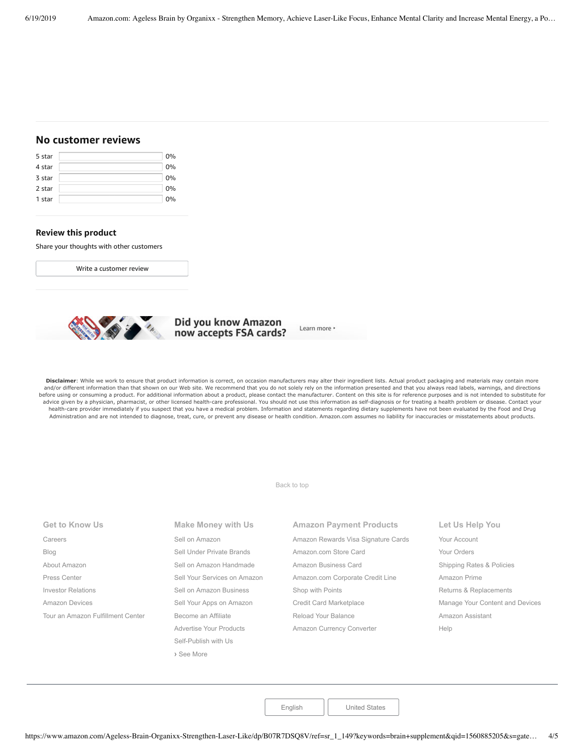## No customer reviews

| | |
|---|---|
| 5 star | 0% |
| 4 star | 0% |
| 3 star | 0% |
| 2 star | 0% |
| 1 star | 0% |

### Review this product

Share your thoughts with other customers

Write a customer review

Did you know Amazon now accepts FSA cards? Learn more ›

**Disclaimer**: While we work to ensure that product information is correct, on occasion manufacturers may alter their ingredient lists. Actual product packaging and materials may contain more and/or different information than that shown on our Web site. We recommend that you do not solely rely on the information presented and that you always read labels, warnings, and directions before using or consuming a product. For additional information about a product, please contact the manufacturer. Content on this site is for reference purposes and is not intended to substitute for advice given by a physician, pharmacist, or other licensed health-care professional. You should not use this information as self-diagnosis or for treating a health problem or disease. Contact your health-care provider immediately if you suspect that you have a medical problem. Information and statements regarding dietary supplements have not been evaluated by the Food and Drug Administration and are not intended to diagnose, treat, cure, or prevent any disease or health condition. Amazon.com assumes no liability for inaccuracies or misstatements about products.

Back to top

**Get to Know Us**
- Careers
- Blog
- About Amazon
- Press Center
- Investor Relations
- Amazon Devices
- Tour an Amazon Fulfillment Center

**Make Money with Us**
- Sell on Amazon
- Sell Under Private Brands
- Sell on Amazon Handmade
- Sell Your Services on Amazon
- Sell on Amazon Business
- Sell Your Apps on Amazon
- Become an Affiliate
- Advertise Your Products
- Self-Publish with Us
- › See More

**Amazon Payment Products**
- Amazon Rewards Visa Signature Cards
- Amazon.com Store Card
- Amazon Business Card
- Amazon.com Corporate Credit Line
- Shop with Points
- Credit Card Marketplace
- Reload Your Balance
- Amazon Currency Converter

**Let Us Help You**
- Your Account
- Your Orders
- Shipping Rates & Policies
- Amazon Prime
- Returns & Replacements
- Manage Your Content and Devices
- Amazon Assistant
- Help

English | United States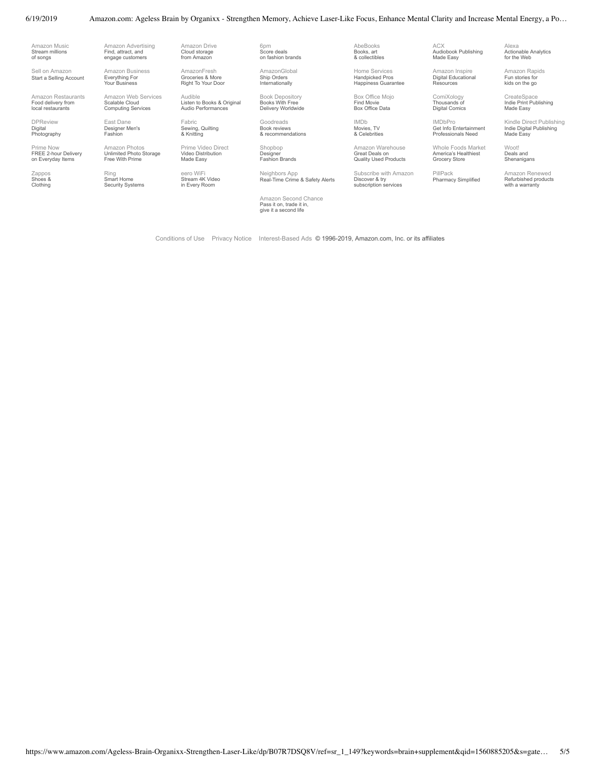| | | | | | | |
|---|---|---|---|---|---|---|
| Amazon Music<br>Stream millions of songs | Amazon Advertising<br>Find, attract, and engage customers | Amazon Drive<br>Cloud storage from Amazon | 6pm<br>Score deals on fashion brands | AbeBooks<br>Books, art & collectibles | ACX<br>Audiobook Publishing Made Easy | Alexa<br>Actionable Analytics for the Web |
| Sell on Amazon<br>Start a Selling Account | Amazon Business<br>Everything For Your Business | AmazonFresh<br>Groceries & More Right To Your Door | AmazonGlobal<br>Ship Orders Internationally | Home Services<br>Handpicked Pros Happiness Guarantee | Amazon Inspire<br>Digital Educational Resources | Amazon Rapids<br>Fun stories for kids on the go |
| Amazon Restaurants<br>Food delivery from local restaurants | Amazon Web Services<br>Scalable Cloud Computing Services | Audible<br>Listen to Books & Original Audio Performances | Book Depository<br>Books With Free Delivery Worldwide | Box Office Mojo<br>Find Movie Box Office Data | ComiXology<br>Thousands of Digital Comics | CreateSpace<br>Indie Print Publishing Made Easy |
| DPReview<br>Digital Photography | East Dane<br>Designer Men's Fashion | Fabric<br>Sewing, Quilting & Knitting | Goodreads<br>Book reviews & recommendations | IMDb<br>Movies, TV & Celebrities | IMDbPro<br>Get Info Entertainment Professionals Need | Kindle Direct Publishing<br>Indie Digital Publishing Made Easy |
| Prime Now<br>FREE 2-hour Delivery on Everyday Items | Amazon Photos<br>Unlimited Photo Storage Free With Prime | Prime Video Direct<br>Video Distribution Made Easy | Shopbop<br>Designer Fashion Brands | Amazon Warehouse<br>Great Deals on Quality Used Products | Whole Foods Market<br>America's Healthiest Grocery Store | Woot!<br>Deals and Shenanigans |
| Zappos<br>Shoes & Clothing | Ring<br>Smart Home Security Systems | eero WiFi<br>Stream 4K Video in Every Room | Neighbors App<br>Real-Time Crime & Safety Alerts | Subscribe with Amazon<br>Discover & try subscription services | PillPack<br>Pharmacy Simplified | Amazon Renewed<br>Refurbished products with a warranty |
| | | | Amazon Second Chance<br>Pass it on, trade it in, give it a second life | | | |

Conditions of Use   Privacy Notice   Interest-Based Ads   © 1996-2019, Amazon.com, Inc. or its affiliates